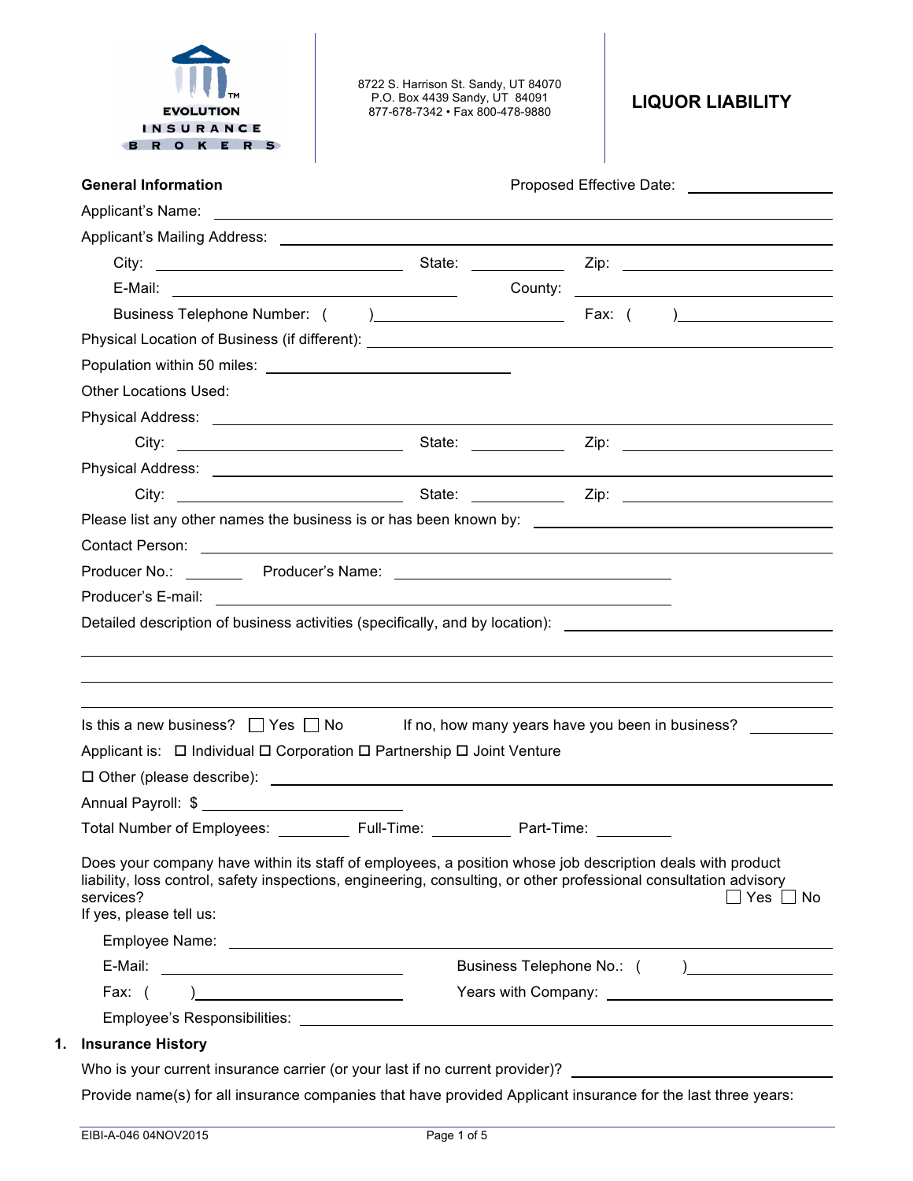EVOLUTION INSURANCE BROKERS

8722 S. Harrison St. Sandy, UT 84070
P.O. Box 4439 Sandy, UT 84091
877-678-7342 • Fax 800-478-9880

# LIQUOR LIABILITY

**General Information** Proposed Effective Date: ____________

Applicant's Name: ____________

Applicant's Mailing Address: ____________

City: ____________ State: ____________ Zip: ____________

E-Mail: ____________ County: ____________

Business Telephone Number: ( ) ____________ Fax: ( ) ____________

Physical Location of Business (if different): ____________

Population within 50 miles: ____________

Other Locations Used:

Physical Address: ____________

City: ____________ State: ____________ Zip: ____________

Physical Address: ____________

City: ____________ State: ____________ Zip: ____________

Please list any other names the business is or has been known by: ____________

Contact Person: ____________

Producer No.: ________ Producer's Name: ____________

Producer's E-mail: ____________

Detailed description of business activities (specifically, and by location): ____________

____________

____________

____________

Is this a new business? ☐ Yes ☐ No If no, how many years have you been in business? ________

Applicant is: ☐ Individual ☐ Corporation ☐ Partnership ☐ Joint Venture

☐ Other (please describe): ____________

Annual Payroll: $ ____________

Total Number of Employees: ________ Full-Time: ________ Part-Time: ________

Does your company have within its staff of employees, a position whose job description deals with product liability, loss control, safety inspections, engineering, consulting, or other professional consultation advisory services? ☐ Yes ☐ No

If yes, please tell us:

Employee Name: ____________

E-Mail: ____________ Business Telephone No.: ( ) ____________

Fax: ( ) ____________ Years with Company: ____________

Employee's Responsibilities: ____________

## 1. Insurance History

Who is your current insurance carrier (or your last if no current provider)? ____________

Provide name(s) for all insurance companies that have provided Applicant insurance for the last three years:

EIBI-A-046 04NOV2015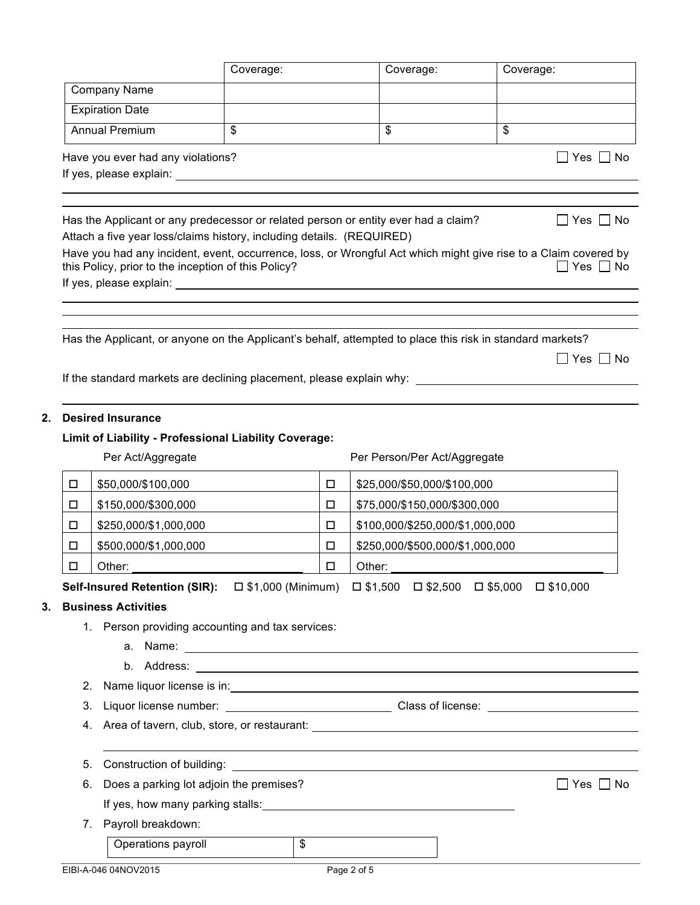| | Coverage: | Coverage: | Coverage: |
|---|---|---|---|
| Company Name | | | |
| Expiration Date | | | |
| Annual Premium | $ | $ | $ |

Have you ever had any violations? ☐ Yes ☐ No

If yes, please explain: ______________________________

Has the Applicant or any predecessor or related person or entity ever had a claim? ☐ Yes ☐ No

Attach a five year loss/claims history, including details. (REQUIRED)

Have you had any incident, event, occurrence, loss, or Wrongful Act which might give rise to a Claim covered by this Policy, prior to the inception of this Policy? ☐ Yes ☐ No

If yes, please explain: ______________________________

Has the Applicant, or anyone on the Applicant's behalf, attempted to place this risk in standard markets? ☐ Yes ☐ No

If the standard markets are declining placement, please explain why: ______________________________

## 2. Desired Insurance

**Limit of Liability - Professional Liability Coverage:**

| | Per Act/Aggregate | | Per Person/Per Act/Aggregate |
|---|---|---|---|
| ☐ | $50,000/$100,000 | ☐ | $25,000/$50,000/$100,000 |
| ☐ | $150,000/$300,000 | ☐ | $75,000/$150,000/$300,000 |
| ☐ | $250,000/$1,000,000 | ☐ | $100,000/$250,000/$1,000,000 |
| ☐ | $500,000/$1,000,000 | ☐ | $250,000/$500,000/$1,000,000 |
| ☐ | Other: ____________ | ☐ | Other: ____________ |

**Self-Insured Retention (SIR):** ☐ $1,000 (Minimum) ☐ $1,500 ☐ $2,500 ☐ $5,000 ☐ $10,000

## 3. Business Activities

1. Person providing accounting and tax services:
   a. Name: ______________________________
   b. Address: ______________________________
2. Name liquor license is in: ______________________________
3. Liquor license number: ____________ Class of license: ____________
4. Area of tavern, club, store, or restaurant: ______________________________
5. Construction of building: ______________________________
6. Does a parking lot adjoin the premises? ☐ Yes ☐ No

   If yes, how many parking stalls: ____________
7. Payroll breakdown:

| Operations payroll | $ |
|---|---|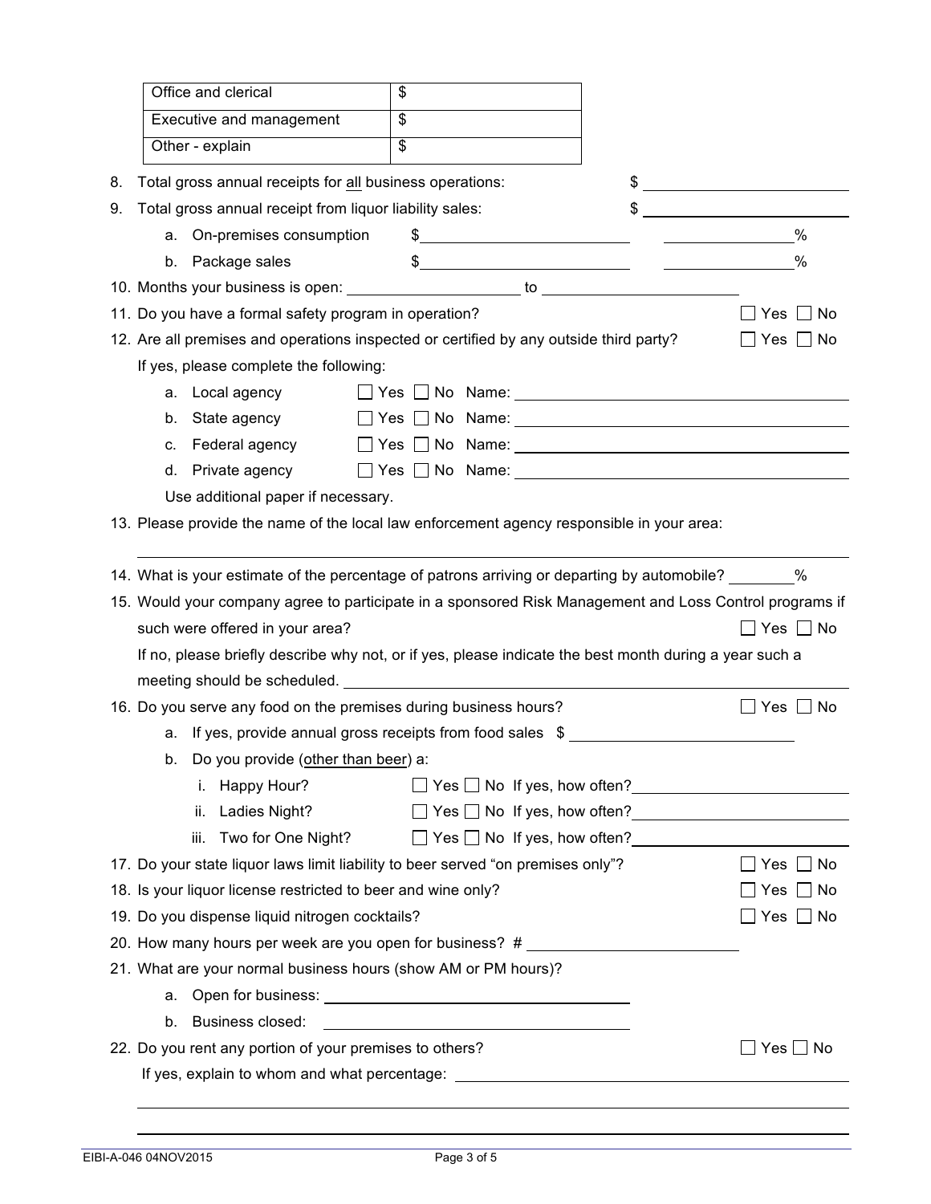| Office and clerical | $ |
| --- | --- |
| Executive and management | $ |
| Other - explain | $ |

8. Total gross annual receipts for all business operations: $ ____________________

9. Total gross annual receipt from liquor liability sales: $ ____________________

   a. On-premises consumption $ ____________________ ________%

   b. Package sales $ ____________________ ________%

10. Months your business is open: ________________ to ________________

11. Do you have a formal safety program in operation? ☐ Yes ☐ No

12. Are all premises and operations inspected or certified by any outside third party? ☐ Yes ☐ No

    If yes, please complete the following:

    a. Local agency ☐ Yes ☐ No Name: ____________________

    b. State agency ☐ Yes ☐ No Name: ____________________

    c. Federal agency ☐ Yes ☐ No Name: ____________________

    d. Private agency ☐ Yes ☐ No Name: ____________________

    Use additional paper if necessary.

13. Please provide the name of the local law enforcement agency responsible in your area:

    ________________________________________

14. What is your estimate of the percentage of patrons arriving or departing by automobile? ________%

15. Would your company agree to participate in a sponsored Risk Management and Loss Control programs if such were offered in your area? ☐ Yes ☐ No

    If no, please briefly describe why not, or if yes, please indicate the best month during a year such a meeting should be scheduled. ____________________

16. Do you serve any food on the premises during business hours? ☐ Yes ☐ No

    a. If yes, provide annual gross receipts from food sales $ ____________________

    b. Do you provide (other than beer) a:

       i. Happy Hour? ☐ Yes ☐ No If yes, how often? ____________________

       ii. Ladies Night? ☐ Yes ☐ No If yes, how often? ____________________

       iii. Two for One Night? ☐ Yes ☐ No If yes, how often? ____________________

17. Do your state liquor laws limit liability to beer served "on premises only"? ☐ Yes ☐ No

18. Is your liquor license restricted to beer and wine only? ☐ Yes ☐ No

19. Do you dispense liquid nitrogen cocktails? ☐ Yes ☐ No

20. How many hours per week are you open for business? # ____________________

21. What are your normal business hours (show AM or PM hours)?

    a. Open for business: ____________________

    b. Business closed: ____________________

22. Do you rent any portion of your premises to others? ☐ Yes ☐ No

    If yes, explain to whom and what percentage: ____________________

    ________________________________________

    ________________________________________

EIBI-A-046 04NOV2015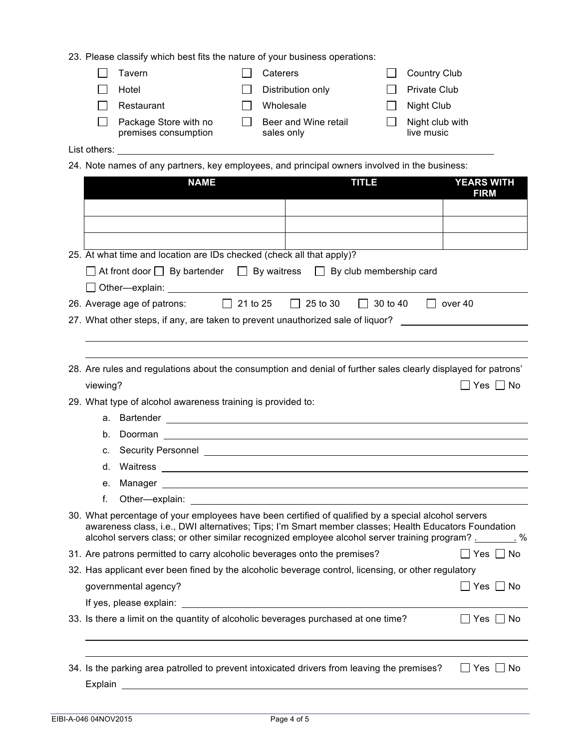23. Please classify which best fits the nature of your business operations:

| | | |
|---|---|---|
| ☐ Tavern | ☐ Caterers | ☐ Country Club |
| ☐ Hotel | ☐ Distribution only | ☐ Private Club |
| ☐ Restaurant | ☐ Wholesale | ☐ Night Club |
| ☐ Package Store with no premises consumption | ☐ Beer and Wine retail sales only | ☐ Night club with live music |

List others: \_\_\_\_\_\_\_\_\_\_\_\_\_\_\_\_\_\_\_\_\_\_\_\_\_\_\_\_\_\_

24. Note names of any partners, key employees, and principal owners involved in the business:

| NAME | TITLE | YEARS WITH FIRM |
|---|---|---|
| | | |
| | | |
| | | |

25. At what time and location are IDs checked (check all that apply)?

☐ At front door ☐ By bartender ☐ By waitress ☐ By club membership card

☐ Other—explain: \_\_\_\_\_\_\_\_\_\_\_\_\_\_\_\_\_\_\_\_\_\_\_\_\_\_\_\_\_\_

26. Average age of patrons: ☐ 21 to 25 ☐ 25 to 30 ☐ 30 to 40 ☐ over 40

27. What other steps, if any, are taken to prevent unauthorized sale of liquor? \_\_\_\_\_\_\_\_\_\_\_\_\_\_\_\_\_\_\_\_\_\_\_\_\_\_\_\_\_\_

28. Are rules and regulations about the consumption and denial of further sales clearly displayed for patrons' viewing? ☐ Yes ☐ No

29. What type of alcohol awareness training is provided to:
    a. Bartender \_\_\_\_\_\_\_\_\_\_\_\_\_\_\_\_\_\_\_\_\_\_\_\_\_\_\_\_\_\_
    b. Doorman \_\_\_\_\_\_\_\_\_\_\_\_\_\_\_\_\_\_\_\_\_\_\_\_\_\_\_\_\_\_
    c. Security Personnel \_\_\_\_\_\_\_\_\_\_\_\_\_\_\_\_\_\_\_\_\_\_\_\_\_\_\_\_\_\_
    d. Waitress \_\_\_\_\_\_\_\_\_\_\_\_\_\_\_\_\_\_\_\_\_\_\_\_\_\_\_\_\_\_
    e. Manager \_\_\_\_\_\_\_\_\_\_\_\_\_\_\_\_\_\_\_\_\_\_\_\_\_\_\_\_\_\_
    f. Other—explain: \_\_\_\_\_\_\_\_\_\_\_\_\_\_\_\_\_\_\_\_\_\_\_\_\_\_\_\_\_\_

30. What percentage of your employees have been certified of qualified by a special alcohol servers awareness class, i.e., DWI alternatives; Tips; I'm Smart member classes; Health Educators Foundation alcohol servers class; or other similar recognized employee alcohol server training program? \_\_\_\_\_\_\_\_ %

31. Are patrons permitted to carry alcoholic beverages onto the premises? ☐ Yes ☐ No

32. Has applicant ever been fined by the alcoholic beverage control, licensing, or other regulatory governmental agency? ☐ Yes ☐ No

    If yes, please explain: \_\_\_\_\_\_\_\_\_\_\_\_\_\_\_\_\_\_\_\_\_\_\_\_\_\_\_\_\_\_

33. Is there a limit on the quantity of alcoholic beverages purchased at one time? ☐ Yes ☐ No

34. Is the parking area patrolled to prevent intoxicated drivers from leaving the premises? ☐ Yes ☐ No

    Explain \_\_\_\_\_\_\_\_\_\_\_\_\_\_\_\_\_\_\_\_\_\_\_\_\_\_\_\_\_\_

EIBI-A-046 04NOV2015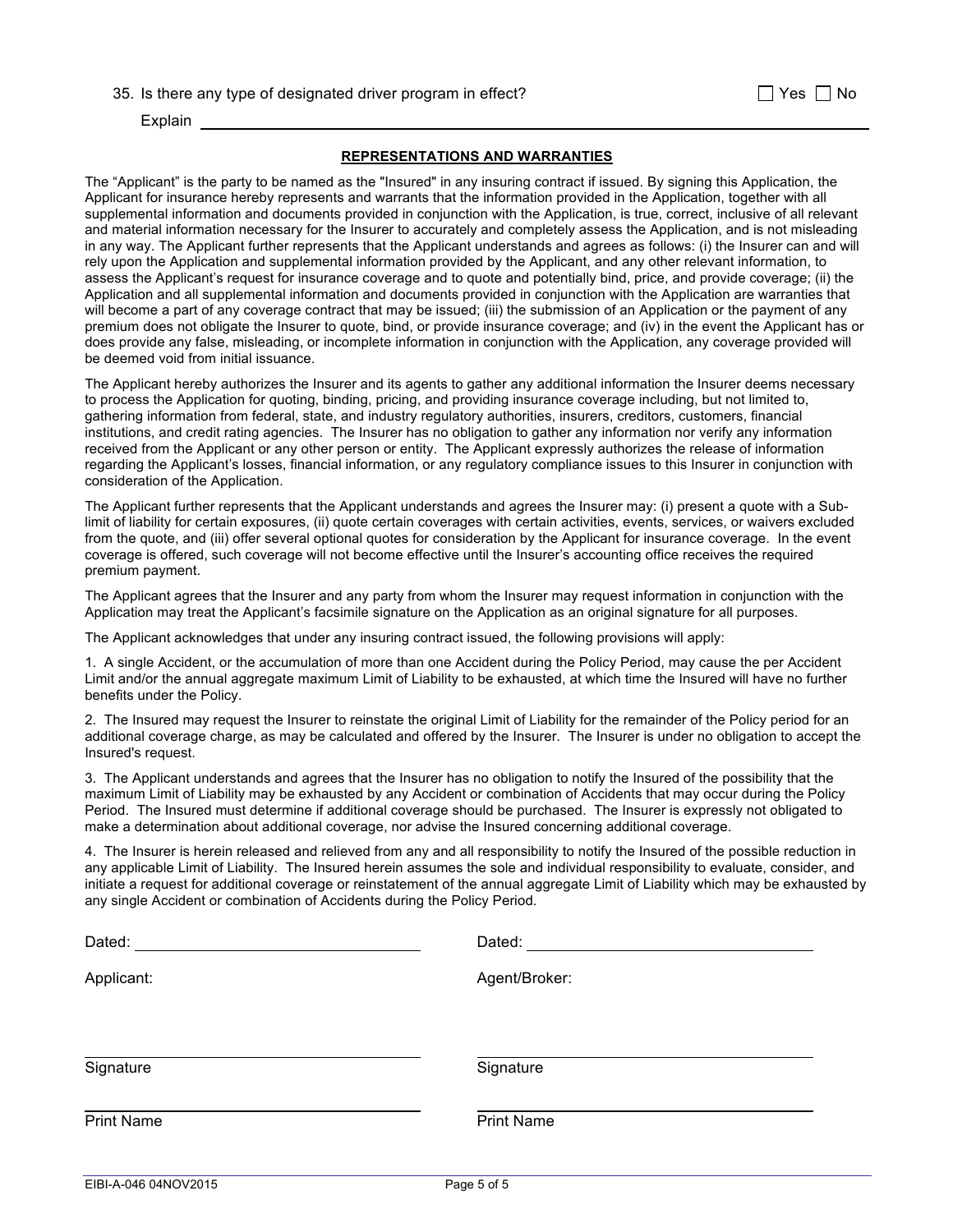35. Is there any type of designated driver program in effect? ☐ Yes ☐ No

Explain ______________________________________________________________________

**REPRESENTATIONS AND WARRANTIES**

The "Applicant" is the party to be named as the "Insured" in any insuring contract if issued. By signing this Application, the Applicant for insurance hereby represents and warrants that the information provided in the Application, together with all supplemental information and documents provided in conjunction with the Application, is true, correct, inclusive of all relevant and material information necessary for the Insurer to accurately and completely assess the Application, and is not misleading in any way. The Applicant further represents that the Applicant understands and agrees as follows: (i) the Insurer can and will rely upon the Application and supplemental information provided by the Applicant, and any other relevant information, to assess the Applicant's request for insurance coverage and to quote and potentially bind, price, and provide coverage; (ii) the Application and all supplemental information and documents provided in conjunction with the Application are warranties that will become a part of any coverage contract that may be issued; (iii) the submission of an Application or the payment of any premium does not obligate the Insurer to quote, bind, or provide insurance coverage; and (iv) in the event the Applicant has or does provide any false, misleading, or incomplete information in conjunction with the Application, any coverage provided will be deemed void from initial issuance.

The Applicant hereby authorizes the Insurer and its agents to gather any additional information the Insurer deems necessary to process the Application for quoting, binding, pricing, and providing insurance coverage including, but not limited to, gathering information from federal, state, and industry regulatory authorities, insurers, creditors, customers, financial institutions, and credit rating agencies. The Insurer has no obligation to gather any information nor verify any information received from the Applicant or any other person or entity. The Applicant expressly authorizes the release of information regarding the Applicant's losses, financial information, or any regulatory compliance issues to this Insurer in conjunction with consideration of the Application.

The Applicant further represents that the Applicant understands and agrees the Insurer may: (i) present a quote with a Sub-limit of liability for certain exposures, (ii) quote certain coverages with certain activities, events, services, or waivers excluded from the quote, and (iii) offer several optional quotes for consideration by the Applicant for insurance coverage. In the event coverage is offered, such coverage will not become effective until the Insurer's accounting office receives the required premium payment.

The Applicant agrees that the Insurer and any party from whom the Insurer may request information in conjunction with the Application may treat the Applicant's facsimile signature on the Application as an original signature for all purposes.

The Applicant acknowledges that under any insuring contract issued, the following provisions will apply:

1. A single Accident, or the accumulation of more than one Accident during the Policy Period, may cause the per Accident Limit and/or the annual aggregate maximum Limit of Liability to be exhausted, at which time the Insured will have no further benefits under the Policy.

2. The Insured may request the Insurer to reinstate the original Limit of Liability for the remainder of the Policy period for an additional coverage charge, as may be calculated and offered by the Insurer. The Insurer is under no obligation to accept the Insured's request.

3. The Applicant understands and agrees that the Insurer has no obligation to notify the Insured of the possibility that the maximum Limit of Liability may be exhausted by any Accident or combination of Accidents that may occur during the Policy Period. The Insured must determine if additional coverage should be purchased. The Insurer is expressly not obligated to make a determination about additional coverage, nor advise the Insured concerning additional coverage.

4. The Insurer is herein released and relieved from any and all responsibility to notify the Insured of the possible reduction in any applicable Limit of Liability. The Insured herein assumes the sole and individual responsibility to evaluate, consider, and initiate a request for additional coverage or reinstatement of the annual aggregate Limit of Liability which may be exhausted by any single Accident or combination of Accidents during the Policy Period.

Dated: ______________________________

Applicant:

______________________________
Signature

______________________________
Print Name

Dated: ______________________________

Agent/Broker:

______________________________
Signature

______________________________
Print Name

EIBI-A-046 04NOV2015